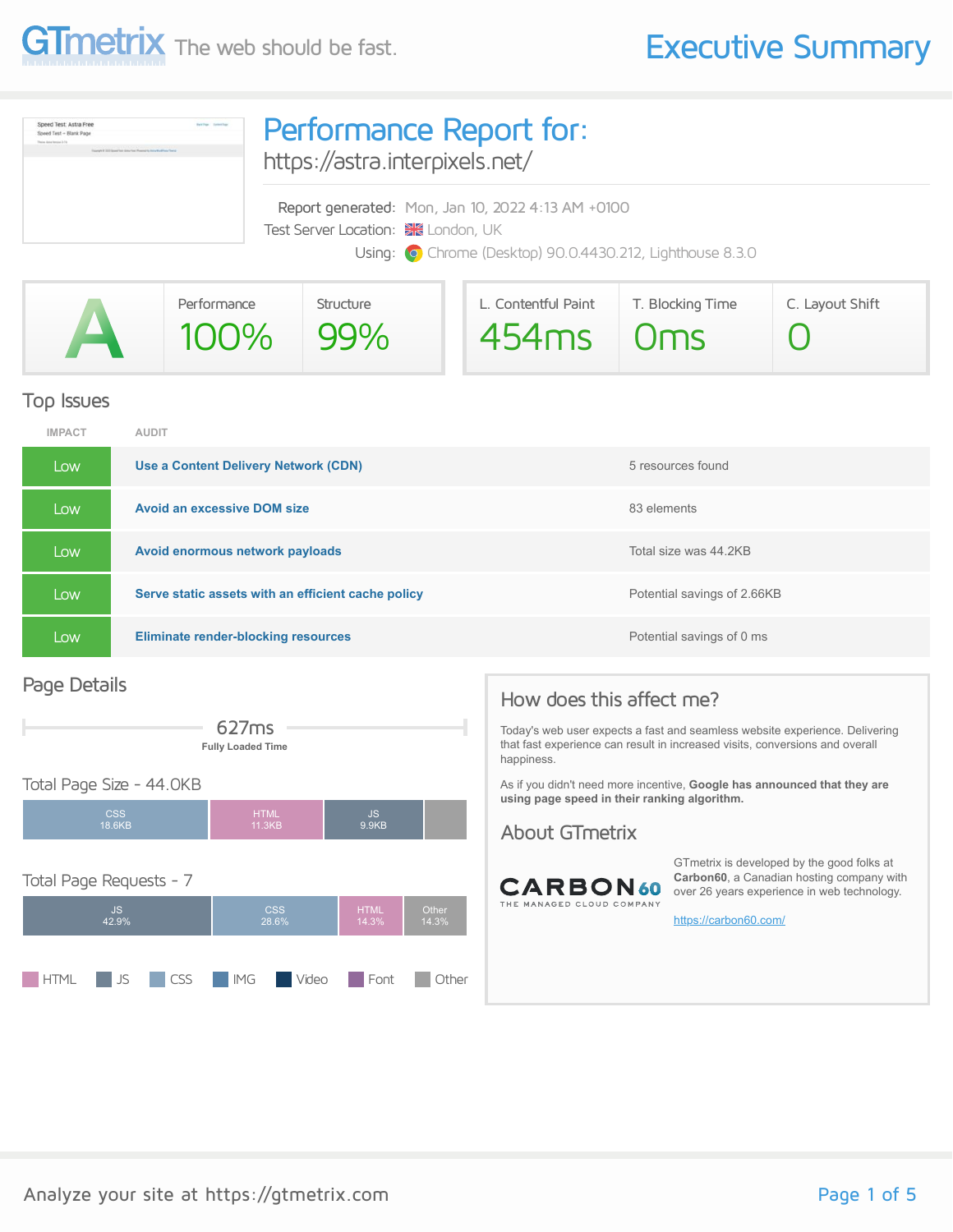# GTmetrix The web should be fast.

# Executive Summary

## Performance Report for:

https://astra.interpixels.net/

Report generated: Mon, Jan 10, 2022 4:13 AM +0100
Test Server Location: London, UK
Using: Chrome (Desktop) 90.0.4430.212, Lighthouse 8.3.0

| Grade | Performance | Structure | L. Contentful Paint | T. Blocking Time | C. Layout Shift |
|---|---|---|---|---|---|
| A | 100% | 99% | 454ms | 0ms | 0 |

## Top Issues

| IMPACT | AUDIT | |
|---|---|---|
| Low | **Use a Content Delivery Network (CDN)** | 5 resources found |
| Low | **Avoid an excessive DOM size** | 83 elements |
| Low | **Avoid enormous network payloads** | Total size was 44.2KB |
| Low | **Serve static assets with an efficient cache policy** | Potential savings of 2.66KB |
| Low | **Eliminate render-blocking resources** | Potential savings of 0 ms |

## Page Details

627ms
**Fully Loaded Time**

### Total Page Size - 44.0KB

CSS 18.6KB | HTML 11.3KB | JS 9.9KB

### Total Page Requests - 7

JS 42.9% | CSS 28.6% | HTML 14.3% | Other 14.3%

HTML | JS | CSS | IMG | Video | Font | Other

## How does this affect me?

Today's web user expects a fast and seamless website experience. Delivering that fast experience can result in increased visits, conversions and overall happiness.

As if you didn't need more incentive, **Google has announced that they are using page speed in their ranking algorithm.**

## About GTmetrix

CARBON60 THE MANAGED CLOUD COMPANY

GTmetrix is developed by the good folks at **Carbon60**, a Canadian hosting company with over 26 years experience in web technology.

https://carbon60.com/

Analyze your site at https://gtmetrix.com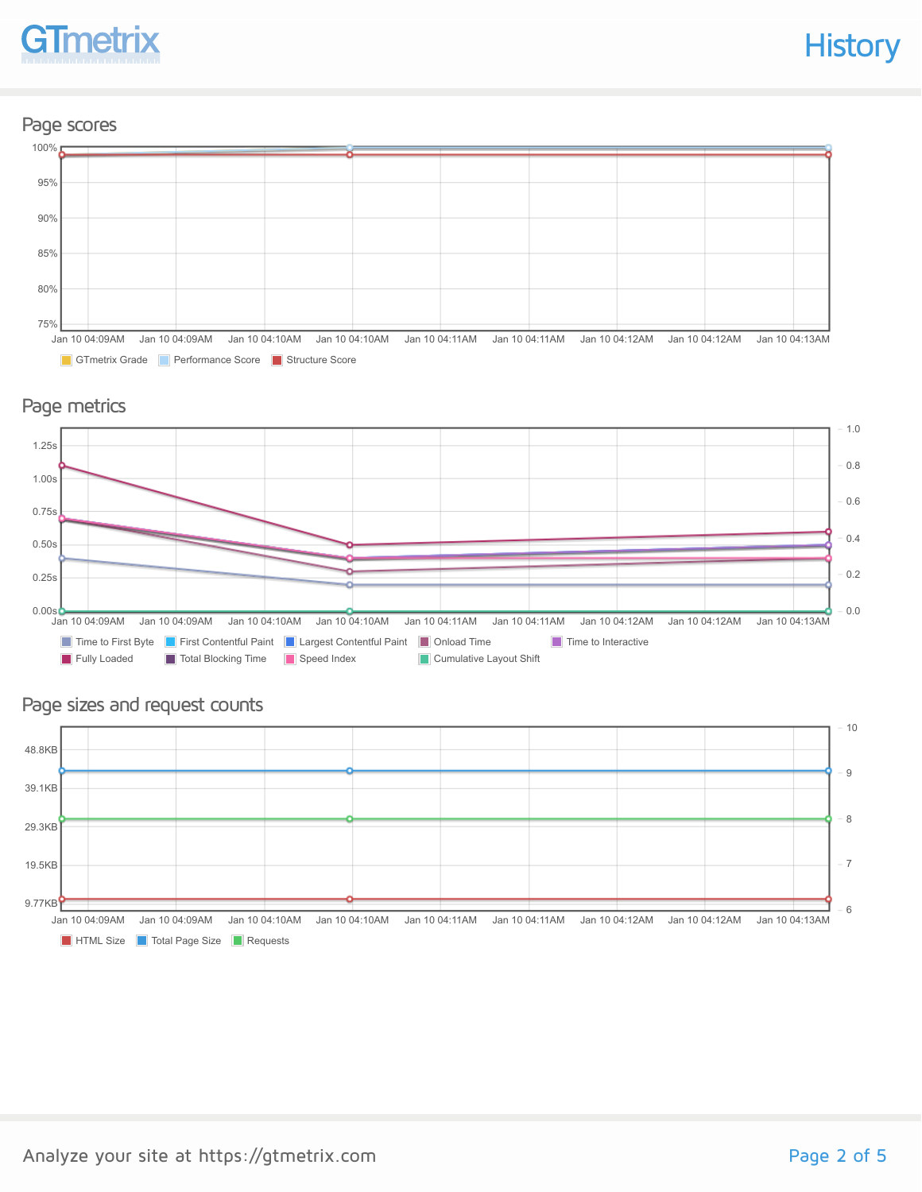# History

## Page scores

100%
95%
90%
85%
80%
75%

Jan 10 04:09AM Jan 10 04:09AM Jan 10 04:10AM Jan 10 04:10AM Jan 10 04:11AM Jan 10 04:11AM Jan 10 04:12AM Jan 10 04:12AM Jan 10 04:13AM

GTmetrix Grade  Performance Score  Structure Score

## Page metrics

1.25s 1.00s 0.75s 0.50s 0.25s 0.00s

1.0 0.8 0.6 0.4 0.2 0.0

Jan 10 04:09AM Jan 10 04:09AM Jan 10 04:10AM Jan 10 04:10AM Jan 10 04:11AM Jan 10 04:11AM Jan 10 04:12AM Jan 10 04:12AM Jan 10 04:13AM

Time to First Byte  First Contentful Paint  Largest Contentful Paint  Onload Time  Time to Interactive
Fully Loaded  Total Blocking Time  Speed Index  Cumulative Layout Shift

## Page sizes and request counts

48.8KB 39.1KB 29.3KB 19.5KB 9.77KB

10 9 8 7 6

Jan 10 04:09AM Jan 10 04:09AM Jan 10 04:10AM Jan 10 04:10AM Jan 10 04:11AM Jan 10 04:11AM Jan 10 04:12AM Jan 10 04:12AM Jan 10 04:13AM

HTML Size  Total Page Size  Requests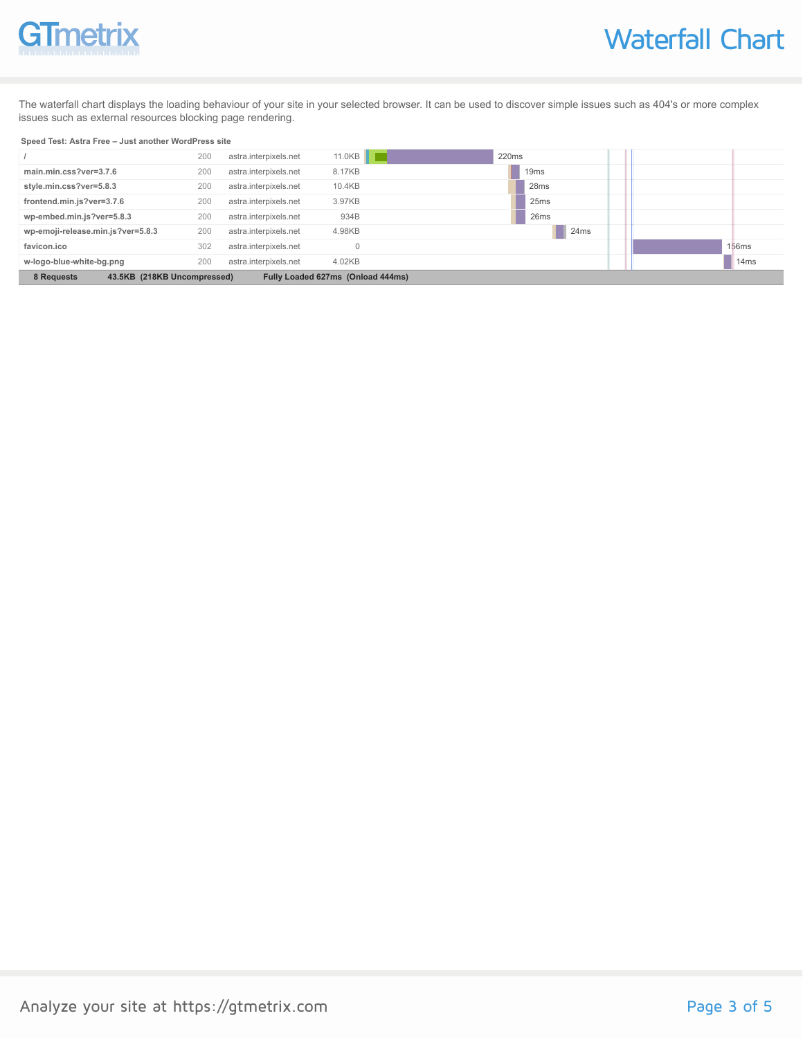# Waterfall Chart

The waterfall chart displays the loading behaviour of your site in your selected browser. It can be used to discover simple issues such as 404's or more complex issues such as external resources blocking page rendering.

**Speed Test: Astra Free – Just another WordPress site**

| Request | Status | Domain | Size | Time |
|---|---|---|---|---|
| / | 200 | astra.interpixels.net | 11.0KB | 220ms |
| main.min.css?ver=3.7.6 | 200 | astra.interpixels.net | 8.17KB | 19ms |
| style.min.css?ver=5.8.3 | 200 | astra.interpixels.net | 10.4KB | 28ms |
| frontend.min.js?ver=3.7.6 | 200 | astra.interpixels.net | 3.97KB | 25ms |
| wp-embed.min.js?ver=5.8.3 | 200 | astra.interpixels.net | 934B | 26ms |
| wp-emoji-release.min.js?ver=5.8.3 | 200 | astra.interpixels.net | 4.98KB | 24ms |
| favicon.ico | 302 | astra.interpixels.net | 0 | 156ms |
| w-logo-blue-white-bg.png | 200 | astra.interpixels.net | 4.02KB | 14ms |

**8 Requests** **43.5KB (218KB Uncompressed)** **Fully Loaded 627ms (Onload 444ms)**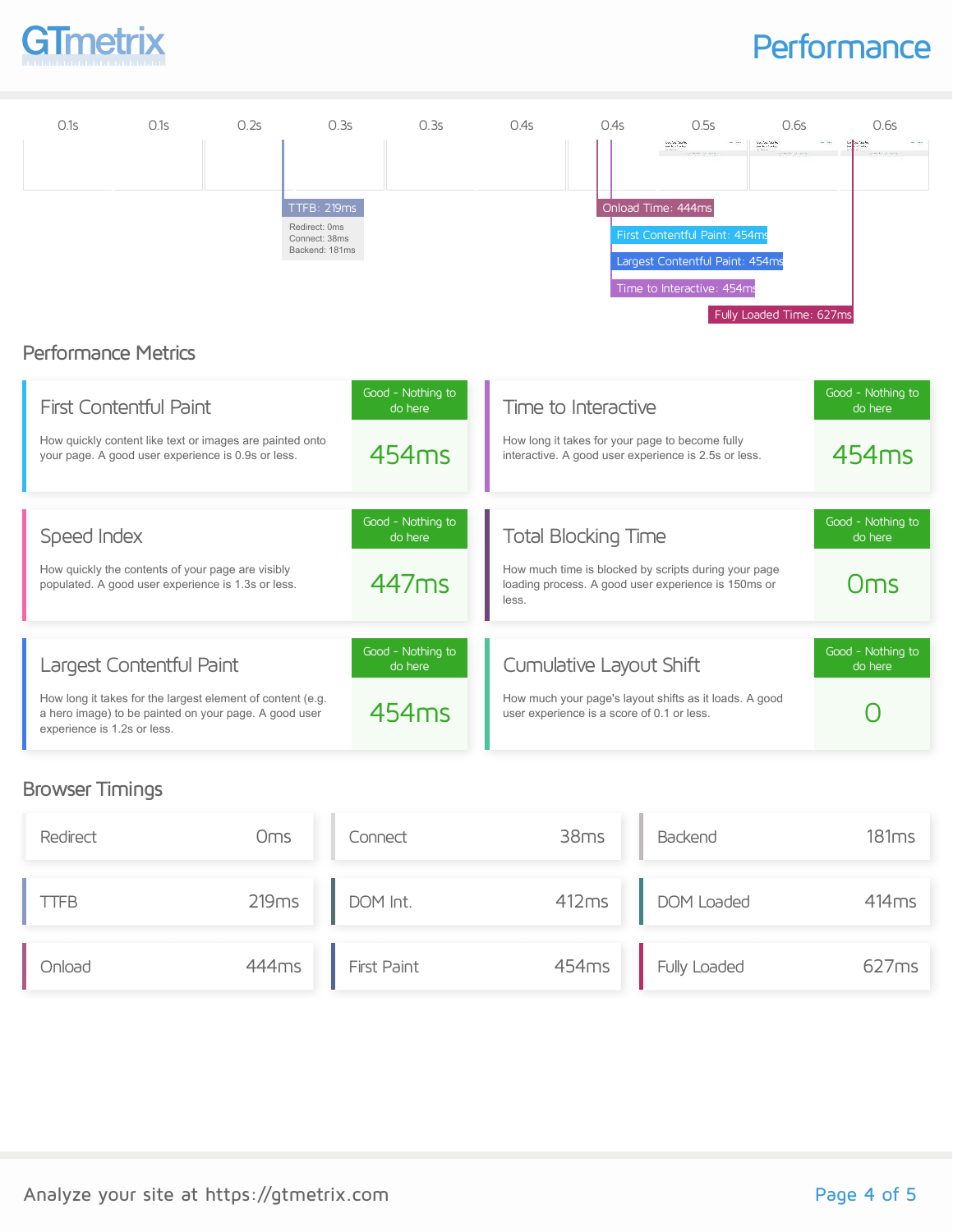# Performance

| 0.1s | 0.1s | 0.2s | 0.3s | 0.3s | 0.4s | 0.4s | 0.5s | 0.6s | 0.6s |
|---|---|---|---|---|---|---|---|---|---|

TTFB: 219ms
Redirect: 0ms
Connect: 38ms
Backend: 181ms

Onload Time: 444ms

First Contentful Paint: 454ms

Largest Contentful Paint: 454ms

Time to Interactive: 454ms

Fully Loaded Time: 627ms

## Performance Metrics

### First Contentful Paint

How quickly content like text or images are painted onto your page. A good user experience is 0.9s or less.

Good - Nothing to do here

**454ms**

### Time to Interactive

How long it takes for your page to become fully interactive. A good user experience is 2.5s or less.

Good - Nothing to do here

**454ms**

### Speed Index

How quickly the contents of your page are visibly populated. A good user experience is 1.3s or less.

Good - Nothing to do here

**447ms**

### Total Blocking Time

How much time is blocked by scripts during your page loading process. A good user experience is 150ms or less.

Good - Nothing to do here

**0ms**

### Largest Contentful Paint

How long it takes for the largest element of content (e.g. a hero image) to be painted on your page. A good user experience is 1.2s or less.

Good - Nothing to do here

**454ms**

### Cumulative Layout Shift

How much your page's layout shifts as it loads. A good user experience is a score of 0.1 or less.

Good - Nothing to do here

**0**

## Browser Timings

| Metric | Value |
|---|---|
| Redirect | 0ms |
| Connect | 38ms |
| Backend | 181ms |
| TTFB | 219ms |
| DOM Int. | 412ms |
| DOM Loaded | 414ms |
| Onload | 444ms |
| First Paint | 454ms |
| Fully Loaded | 627ms |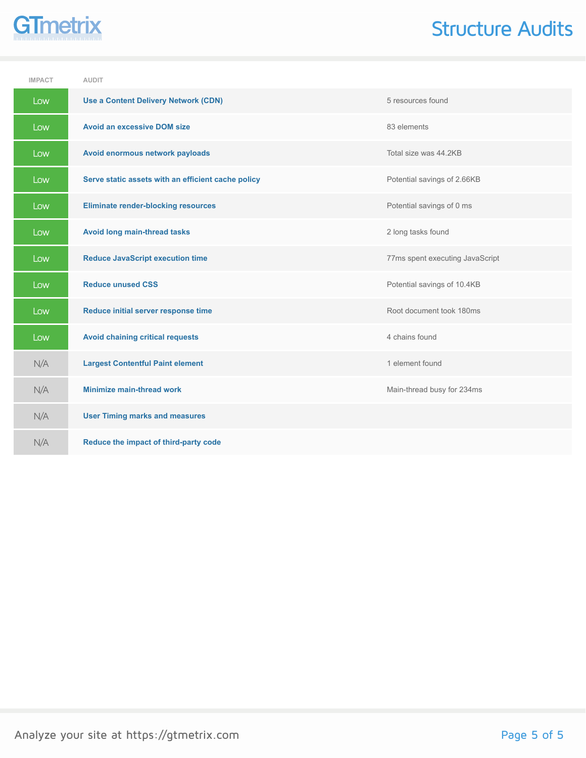# Structure Audits

| IMPACT | AUDIT | |
|---|---|---|
| Low | **Use a Content Delivery Network (CDN)** | 5 resources found |
| Low | **Avoid an excessive DOM size** | 83 elements |
| Low | **Avoid enormous network payloads** | Total size was 44.2KB |
| Low | **Serve static assets with an efficient cache policy** | Potential savings of 2.66KB |
| Low | **Eliminate render-blocking resources** | Potential savings of 0 ms |
| Low | **Avoid long main-thread tasks** | 2 long tasks found |
| Low | **Reduce JavaScript execution time** | 77ms spent executing JavaScript |
| Low | **Reduce unused CSS** | Potential savings of 10.4KB |
| Low | **Reduce initial server response time** | Root document took 180ms |
| Low | **Avoid chaining critical requests** | 4 chains found |
| N/A | **Largest Contentful Paint element** | 1 element found |
| N/A | **Minimize main-thread work** | Main-thread busy for 234ms |
| N/A | **User Timing marks and measures** | |
| N/A | **Reduce the impact of third-party code** | |

Analyze your site at https://gtmetrix.com